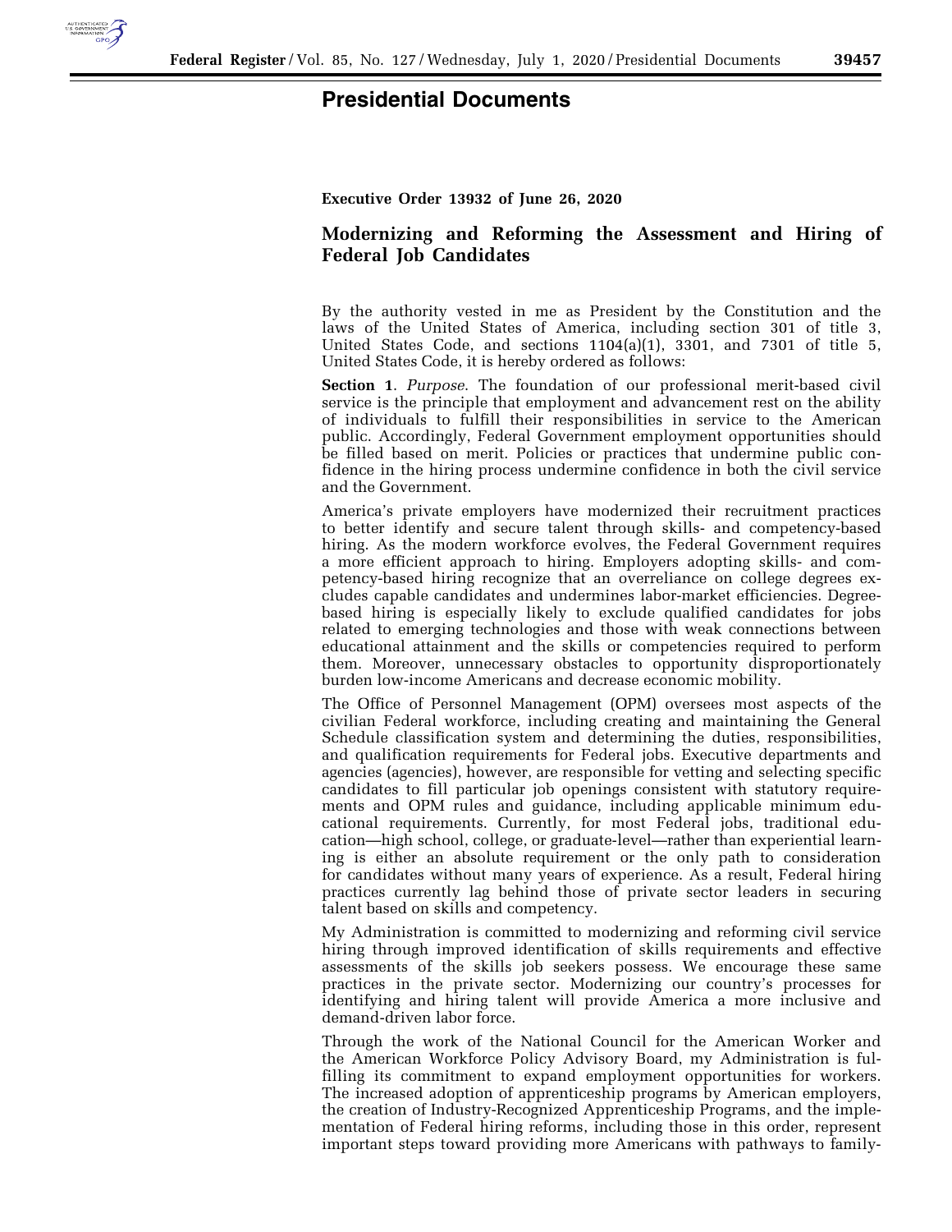# Presidential Documents

**Executive Order 13932 of June 26, 2020**

## Modernizing and Reforming the Assessment and Hiring of Federal Job Candidates

By the authority vested in me as President by the Constitution and the laws of the United States of America, including section 301 of title 3, United States Code, and sections 1104(a)(1), 3301, and 7301 of title 5, United States Code, it is hereby ordered as follows:

**Section 1**. *Purpose*. The foundation of our professional merit-based civil service is the principle that employment and advancement rest on the ability of individuals to fulfill their responsibilities in service to the American public. Accordingly, Federal Government employment opportunities should be filled based on merit. Policies or practices that undermine public confidence in the hiring process undermine confidence in both the civil service and the Government.

America's private employers have modernized their recruitment practices to better identify and secure talent through skills- and competency-based hiring. As the modern workforce evolves, the Federal Government requires a more efficient approach to hiring. Employers adopting skills- and competency-based hiring recognize that an overreliance on college degrees excludes capable candidates and undermines labor-market efficiencies. Degree-based hiring is especially likely to exclude qualified candidates for jobs related to emerging technologies and those with weak connections between educational attainment and the skills or competencies required to perform them. Moreover, unnecessary obstacles to opportunity disproportionately burden low-income Americans and decrease economic mobility.

The Office of Personnel Management (OPM) oversees most aspects of the civilian Federal workforce, including creating and maintaining the General Schedule classification system and determining the duties, responsibilities, and qualification requirements for Federal jobs. Executive departments and agencies (agencies), however, are responsible for vetting and selecting specific candidates to fill particular job openings consistent with statutory requirements and OPM rules and guidance, including applicable minimum educational requirements. Currently, for most Federal jobs, traditional education—high school, college, or graduate-level—rather than experiential learning is either an absolute requirement or the only path to consideration for candidates without many years of experience. As a result, Federal hiring practices currently lag behind those of private sector leaders in securing talent based on skills and competency.

My Administration is committed to modernizing and reforming civil service hiring through improved identification of skills requirements and effective assessments of the skills job seekers possess. We encourage these same practices in the private sector. Modernizing our country's processes for identifying and hiring talent will provide America a more inclusive and demand-driven labor force.

Through the work of the National Council for the American Worker and the American Workforce Policy Advisory Board, my Administration is fulfilling its commitment to expand employment opportunities for workers. The increased adoption of apprenticeship programs by American employers, the creation of Industry-Recognized Apprenticeship Programs, and the implementation of Federal hiring reforms, including those in this order, represent important steps toward providing more Americans with pathways to family-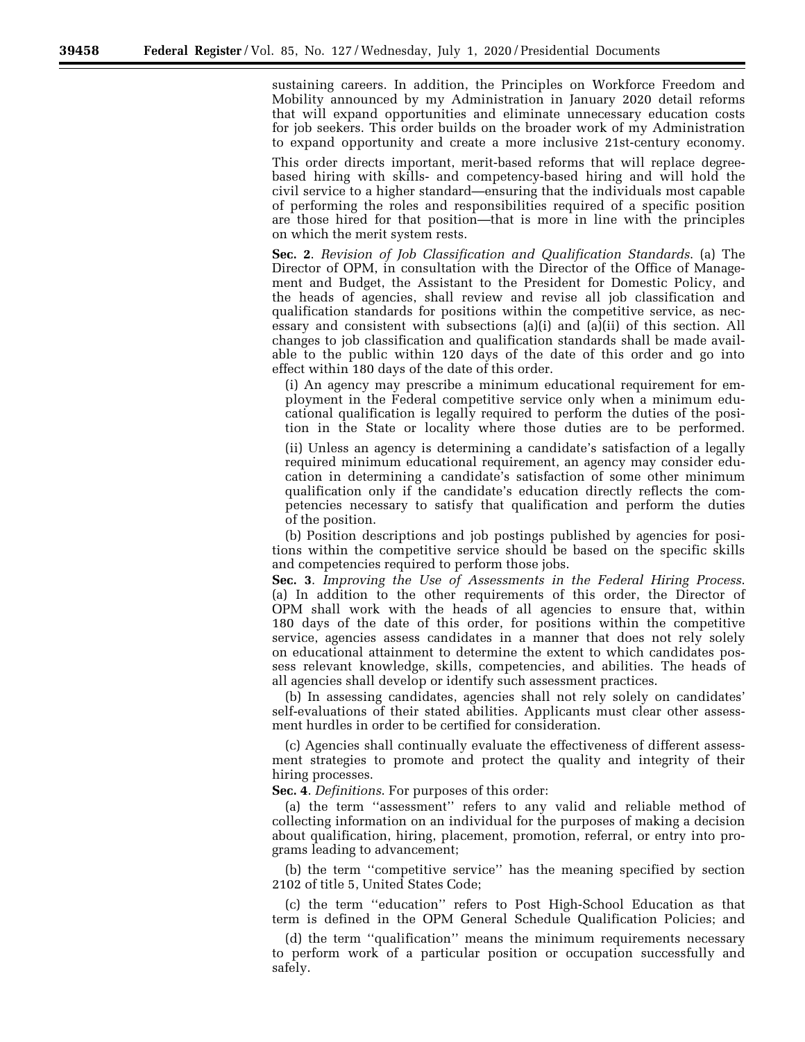sustaining careers. In addition, the Principles on Workforce Freedom and Mobility announced by my Administration in January 2020 detail reforms that will expand opportunities and eliminate unnecessary education costs for job seekers. This order builds on the broader work of my Administration to expand opportunity and create a more inclusive 21st-century economy.

This order directs important, merit-based reforms that will replace degree-based hiring with skills- and competency-based hiring and will hold the civil service to a higher standard—ensuring that the individuals most capable of performing the roles and responsibilities required of a specific position are those hired for that position—that is more in line with the principles on which the merit system rests.

**Sec. 2**. *Revision of Job Classification and Qualification Standards*. (a) The Director of OPM, in consultation with the Director of the Office of Management and Budget, the Assistant to the President for Domestic Policy, and the heads of agencies, shall review and revise all job classification and qualification standards for positions within the competitive service, as necessary and consistent with subsections (a)(i) and (a)(ii) of this section. All changes to job classification and qualification standards shall be made available to the public within 120 days of the date of this order and go into effect within 180 days of the date of this order.

(i) An agency may prescribe a minimum educational requirement for employment in the Federal competitive service only when a minimum educational qualification is legally required to perform the duties of the position in the State or locality where those duties are to be performed.

(ii) Unless an agency is determining a candidate's satisfaction of a legally required minimum educational requirement, an agency may consider education in determining a candidate's satisfaction of some other minimum qualification only if the candidate's education directly reflects the competencies necessary to satisfy that qualification and perform the duties of the position.

(b) Position descriptions and job postings published by agencies for positions within the competitive service should be based on the specific skills and competencies required to perform those jobs.

**Sec. 3**. *Improving the Use of Assessments in the Federal Hiring Process*. (a) In addition to the other requirements of this order, the Director of OPM shall work with the heads of all agencies to ensure that, within 180 days of the date of this order, for positions within the competitive service, agencies assess candidates in a manner that does not rely solely on educational attainment to determine the extent to which candidates possess relevant knowledge, skills, competencies, and abilities. The heads of all agencies shall develop or identify such assessment practices.

(b) In assessing candidates, agencies shall not rely solely on candidates' self-evaluations of their stated abilities. Applicants must clear other assessment hurdles in order to be certified for consideration.

(c) Agencies shall continually evaluate the effectiveness of different assessment strategies to promote and protect the quality and integrity of their hiring processes.

**Sec. 4**. *Definitions*. For purposes of this order:

(a) the term ''assessment'' refers to any valid and reliable method of collecting information on an individual for the purposes of making a decision about qualification, hiring, placement, promotion, referral, or entry into programs leading to advancement;

(b) the term ''competitive service'' has the meaning specified by section 2102 of title 5, United States Code;

(c) the term ''education'' refers to Post High-School Education as that term is defined in the OPM General Schedule Qualification Policies; and

(d) the term ''qualification'' means the minimum requirements necessary to perform work of a particular position or occupation successfully and safely.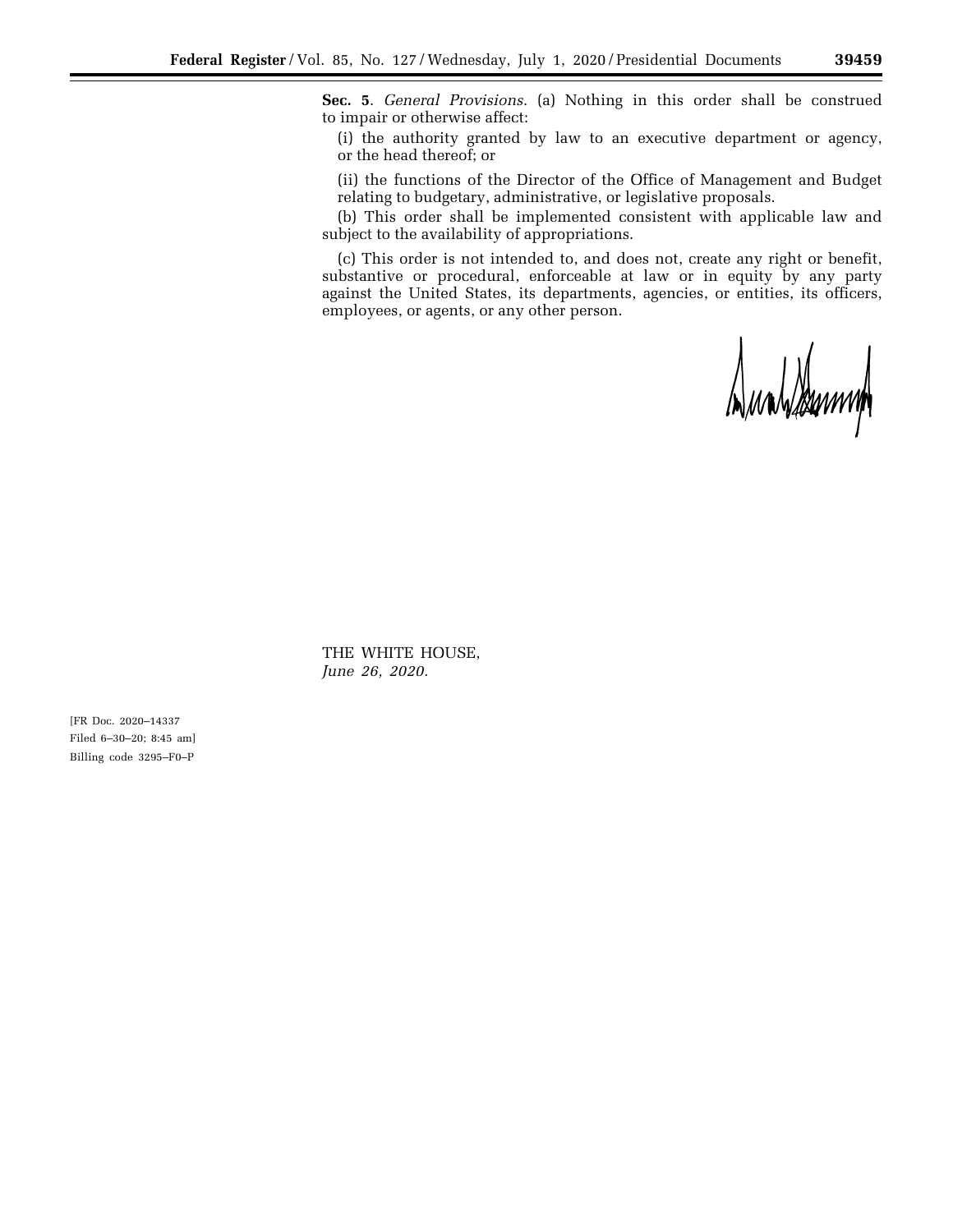**Sec. 5**. *General Provisions*. (a) Nothing in this order shall be construed to impair or otherwise affect:

(i) the authority granted by law to an executive department or agency, or the head thereof; or

(ii) the functions of the Director of the Office of Management and Budget relating to budgetary, administrative, or legislative proposals.

(b) This order shall be implemented consistent with applicable law and subject to the availability of appropriations.

(c) This order is not intended to, and does not, create any right or benefit, substantive or procedural, enforceable at law or in equity by any party against the United States, its departments, agencies, or entities, its officers, employees, or agents, or any other person.

THE WHITE HOUSE,
*June 26, 2020.*

[FR Doc. 2020–14337
Filed 6–30–20; 8:45 am]
Billing code 3295–F0–P